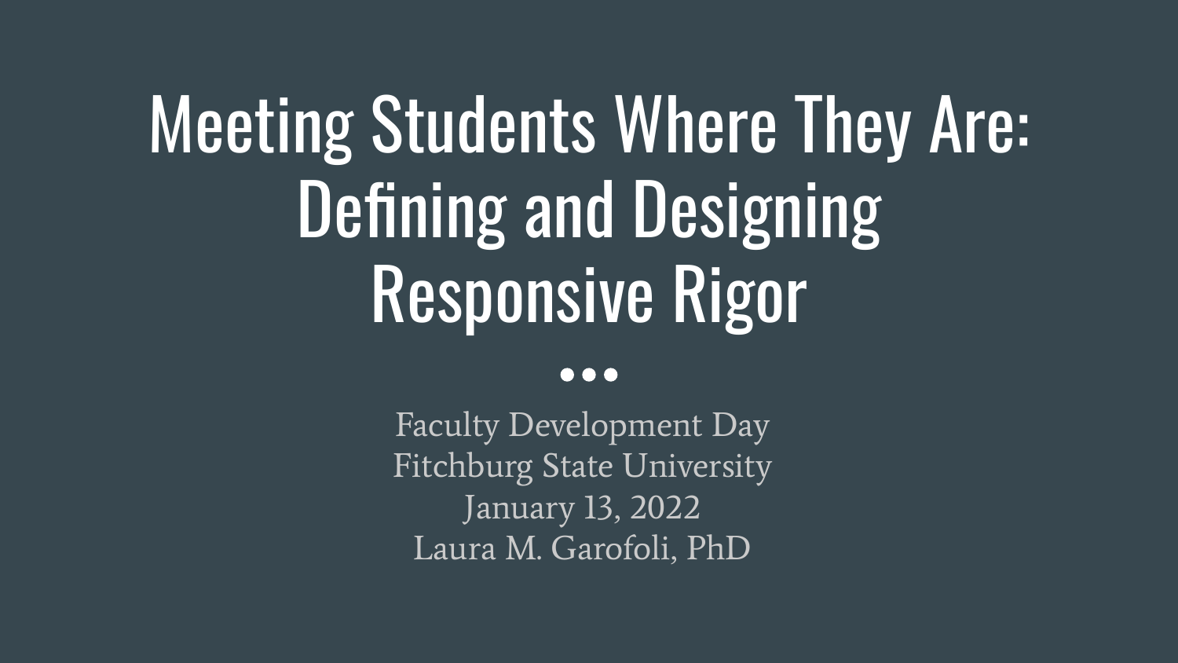# Meeting Students Where They Are: Defining and Designing Responsive Rigor

Faculty Development Day
Fitchburg State University
January 13, 2022
Laura M. Garofoli, PhD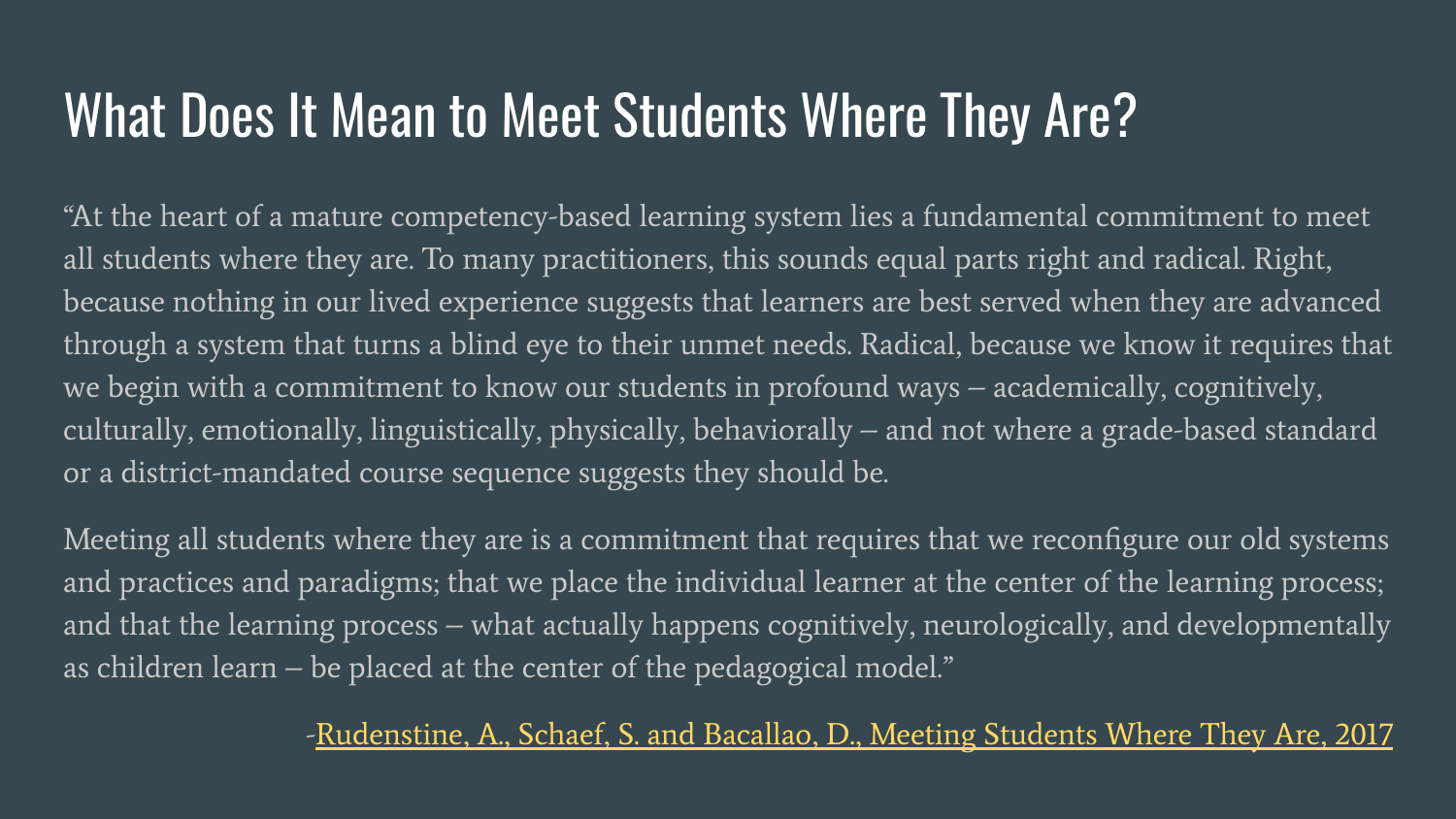# What Does It Mean to Meet Students Where They Are?

"At the heart of a mature competency-based learning system lies a fundamental commitment to meet all students where they are. To many practitioners, this sounds equal parts right and radical. Right, because nothing in our lived experience suggests that learners are best served when they are advanced through a system that turns a blind eye to their unmet needs. Radical, because we know it requires that we begin with a commitment to know our students in profound ways – academically, cognitively, culturally, emotionally, linguistically, physically, behaviorally – and not where a grade-based standard or a district-mandated course sequence suggests they should be.

Meeting all students where they are is a commitment that requires that we reconfigure our old systems and practices and paradigms; that we place the individual learner at the center of the learning process; and that the learning process – what actually happens cognitively, neurologically, and developmentally as children learn – be placed at the center of the pedagogical model."

-Rudenstine, A., Schaef, S. and Bacallao, D., Meeting Students Where They Are, 2017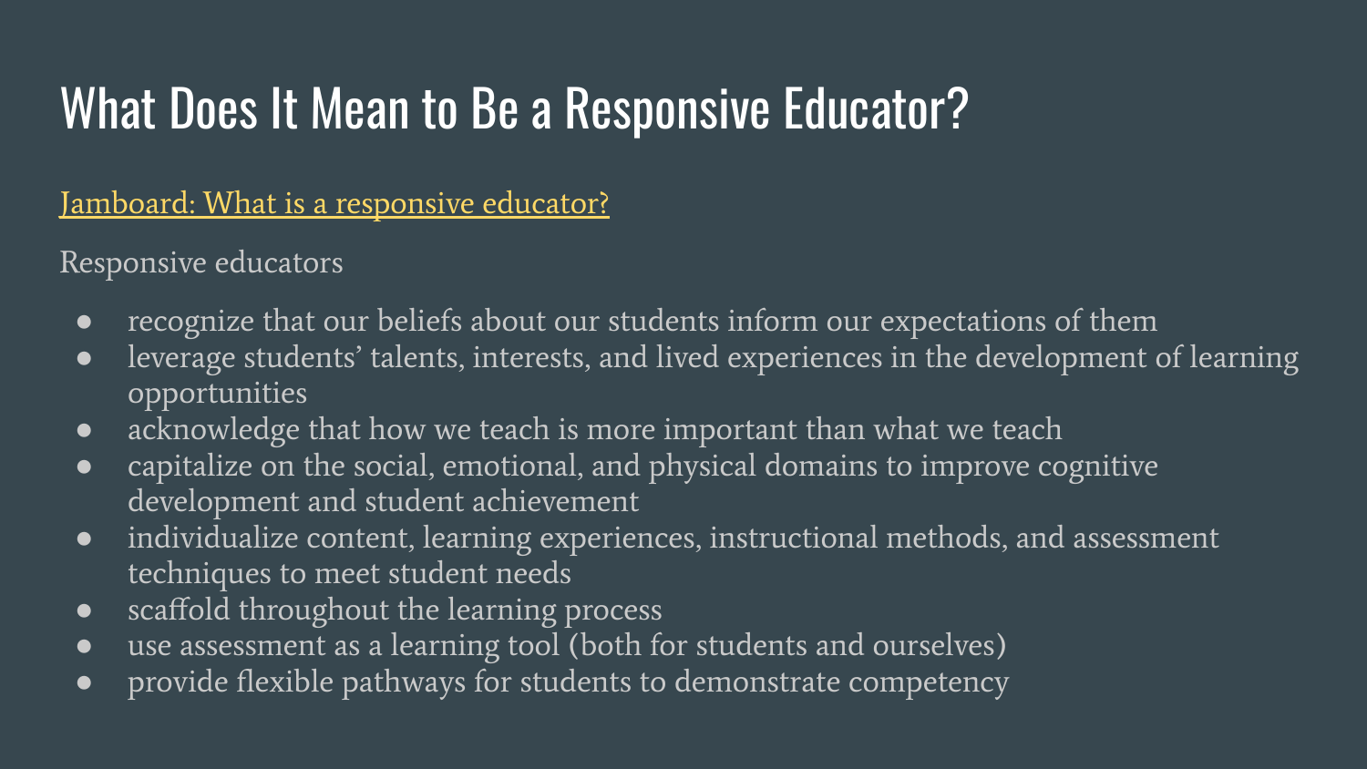# What Does It Mean to Be a Responsive Educator?

[Jamboard: What is a responsive educator?]

Responsive educators

- recognize that our beliefs about our students inform our expectations of them
- leverage students' talents, interests, and lived experiences in the development of learning opportunities
- acknowledge that how we teach is more important than what we teach
- capitalize on the social, emotional, and physical domains to improve cognitive development and student achievement
- individualize content, learning experiences, instructional methods, and assessment techniques to meet student needs
- scaffold throughout the learning process
- use assessment as a learning tool (both for students and ourselves)
- provide flexible pathways for students to demonstrate competency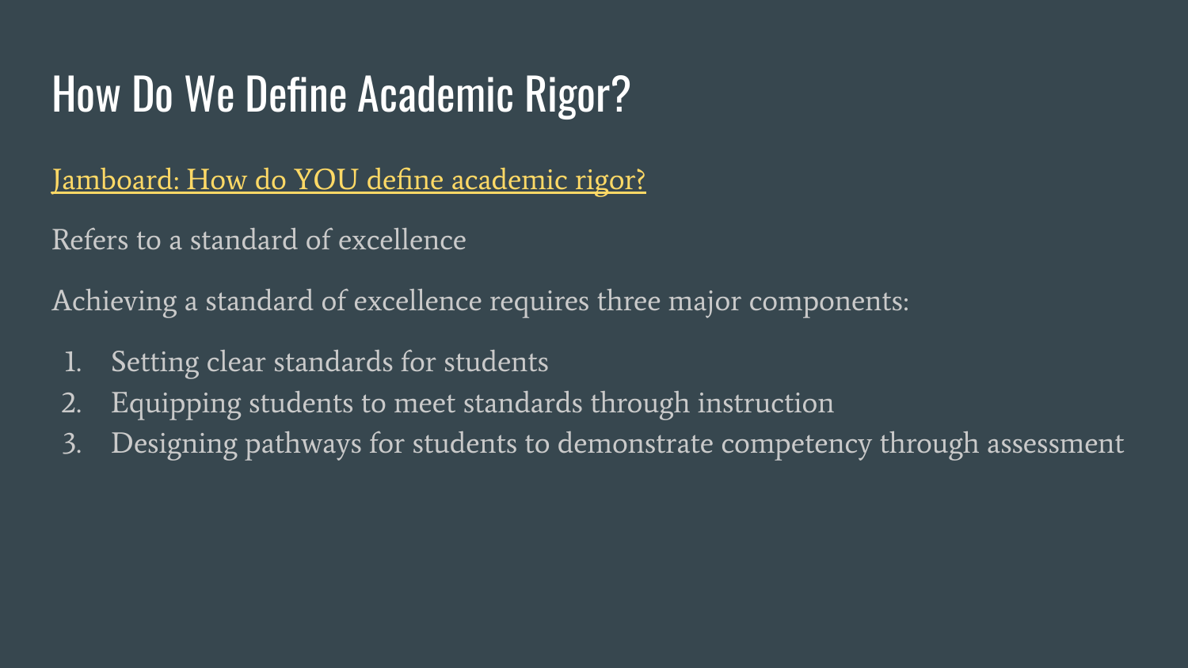# How Do We Define Academic Rigor?

Jamboard: How do YOU define academic rigor?

Refers to a standard of excellence

Achieving a standard of excellence requires three major components:

1. Setting clear standards for students
2. Equipping students to meet standards through instruction
3. Designing pathways for students to demonstrate competency through assessment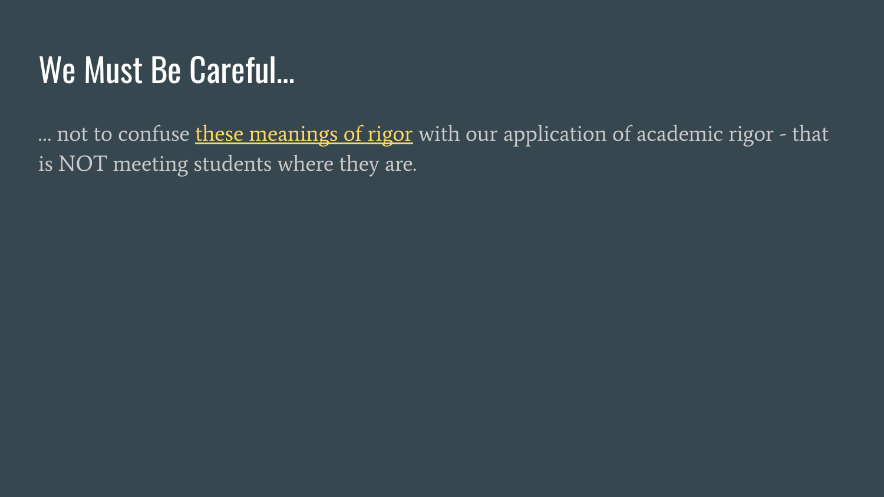# We Must Be Careful...

... not to confuse these meanings of rigor with our application of academic rigor - that is NOT meeting students where they are.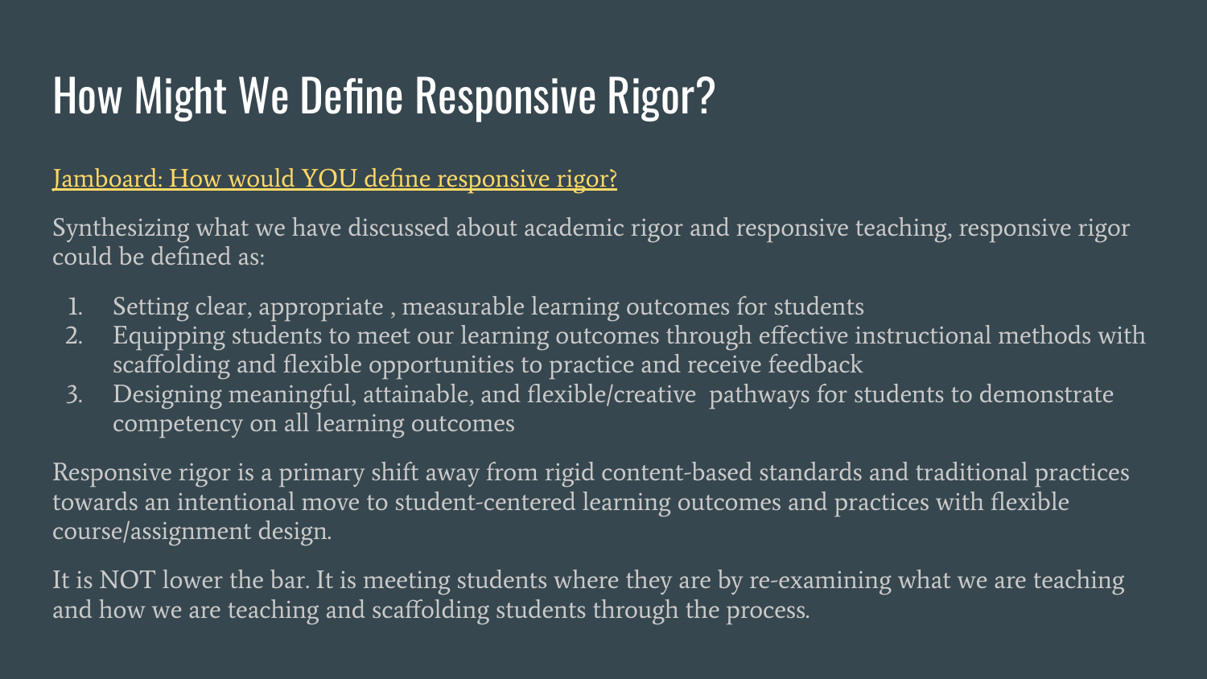# How Might We Define Responsive Rigor?

[Jamboard: How would YOU define responsive rigor?]

Synthesizing what we have discussed about academic rigor and responsive teaching, responsive rigor could be defined as:

1. Setting clear, appropriate , measurable learning outcomes for students
2. Equipping students to meet our learning outcomes through effective instructional methods with scaffolding and flexible opportunities to practice and receive feedback
3. Designing meaningful, attainable, and flexible/creative pathways for students to demonstrate competency on all learning outcomes

Responsive rigor is a primary shift away from rigid content-based standards and traditional practices towards an intentional move to student-centered learning outcomes and practices with flexible course/assignment design.

It is NOT lower the bar. It is meeting students where they are by re-examining what we are teaching and how we are teaching and scaffolding students through the process.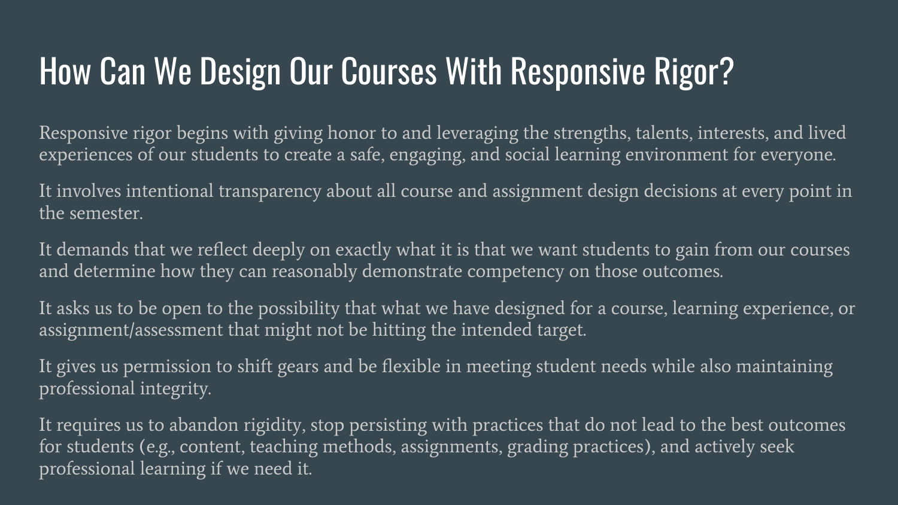# How Can We Design Our Courses With Responsive Rigor?

Responsive rigor begins with giving honor to and leveraging the strengths, talents, interests, and lived experiences of our students to create a safe, engaging, and social learning environment for everyone.

It involves intentional transparency about all course and assignment design decisions at every point in the semester.

It demands that we reflect deeply on exactly what it is that we want students to gain from our courses and determine how they can reasonably demonstrate competency on those outcomes.

It asks us to be open to the possibility that what we have designed for a course, learning experience, or assignment/assessment that might not be hitting the intended target.

It gives us permission to shift gears and be flexible in meeting student needs while also maintaining professional integrity.

It requires us to abandon rigidity, stop persisting with practices that do not lead to the best outcomes for students (e.g., content, teaching methods, assignments, grading practices), and actively seek professional learning if we need it.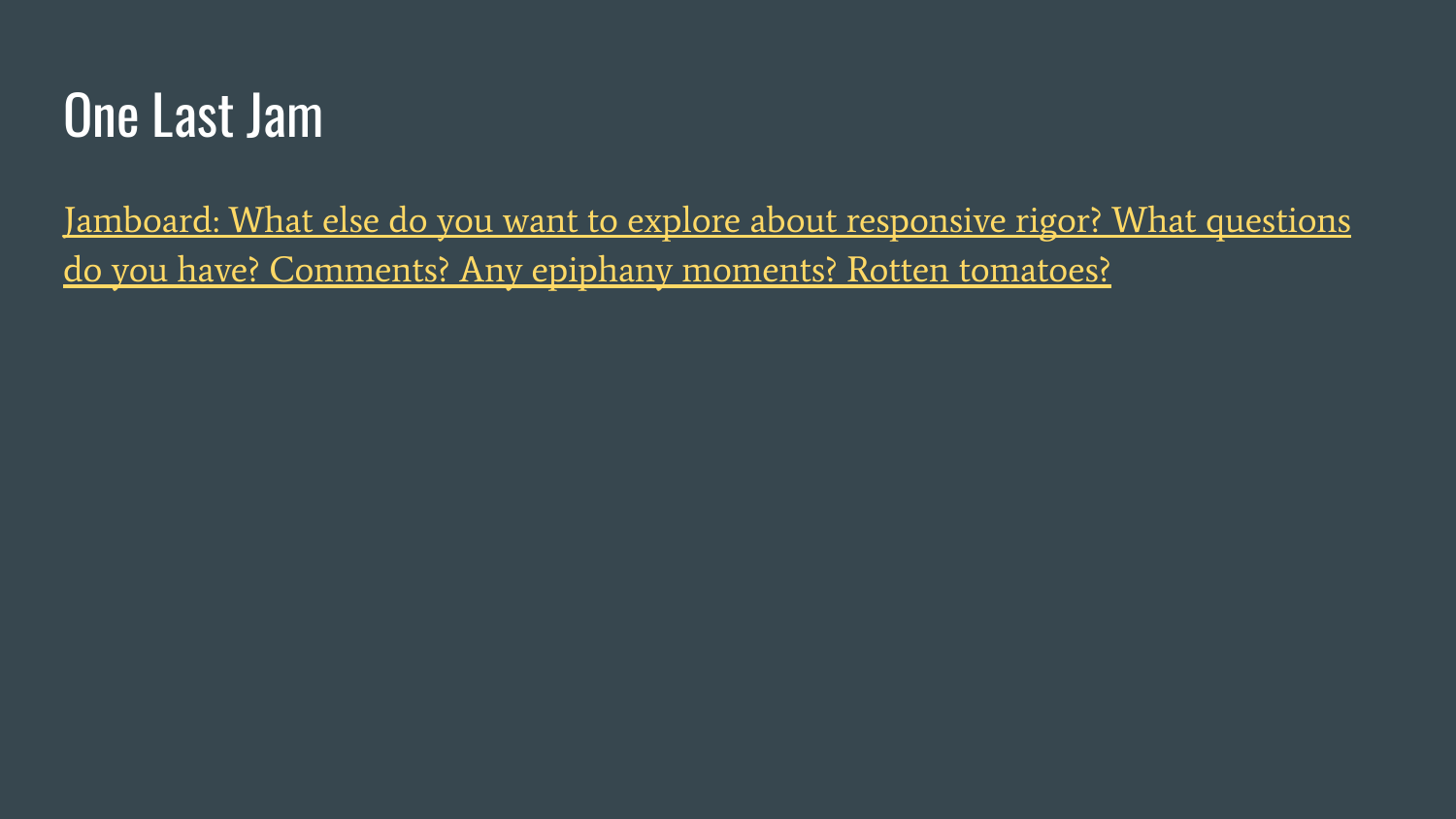# One Last Jam

Jamboard: What else do you want to explore about responsive rigor? What questions do you have? Comments? Any epiphany moments? Rotten tomatoes?